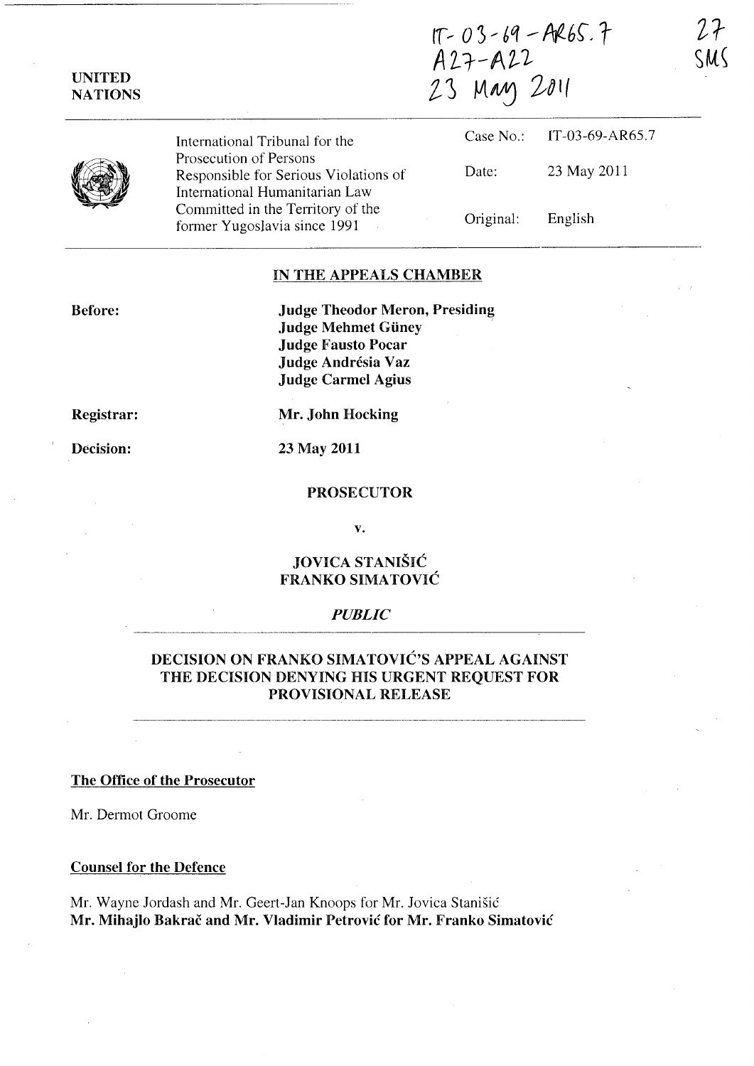IT-03-69-AR65.7
A27-A22
23 May 2011

27
SMS

UNITED NATIONS

International Tribunal for the Prosecution of Persons Responsible for Serious Violations of International Humanitarian Law Committed in the Territory of the former Yugoslavia since 1991

Case No.: IT-03-69-AR65.7

Date: 23 May 2011

Original: English

## IN THE APPEALS CHAMBER

**Before:**

**Judge Theodor Meron, Presiding**
**Judge Mehmet Güney**
**Judge Fausto Pocar**
**Judge Andrésia Vaz**
**Judge Carmel Agius**

**Registrar:** **Mr. John Hocking**

**Decision:** **23 May 2011**

**PROSECUTOR**

**v.**

**JOVICA STANIŠIĆ**
**FRANKO SIMATOVIĆ**

***PUBLIC***

## DECISION ON FRANKO SIMATOVIĆ'S APPEAL AGAINST THE DECISION DENYING HIS URGENT REQUEST FOR PROVISIONAL RELEASE

**The Office of the Prosecutor**

Mr. Dermot Groome

**Counsel for the Defence**

Mr. Wayne Jordash and Mr. Geert-Jan Knoops for Mr. Jovica Stanišić
**Mr. Mihajlo Bakrač and Mr. Vladimir Petrović for Mr. Franko Simatović**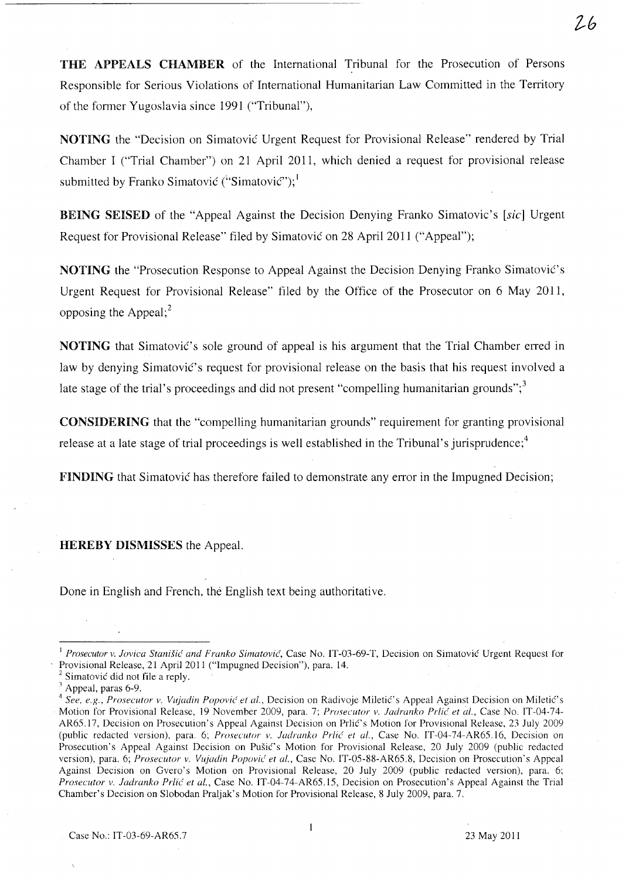**THE APPEALS CHAMBER** of the International Tribunal for the Prosecution of Persons Responsible for Serious Violations of International Humanitarian Law Committed in the Territory of the former Yugoslavia since 1991 ("Tribunal"),

**NOTING** the "Decision on Simatović Urgent Request for Provisional Release" rendered by Trial Chamber I ("Trial Chamber") on 21 April 2011, which denied a request for provisional release submitted by Franko Simatović ("Simatović");[1]

**BEING SEISED** of the "Appeal Against the Decision Denying Franko Simatovic's [*sic*] Urgent Request for Provisional Release" filed by Simatović on 28 April 2011 ("Appeal");

**NOTING** the "Prosecution Response to Appeal Against the Decision Denying Franko Simatović's Urgent Request for Provisional Release" filed by the Office of the Prosecutor on 6 May 2011, opposing the Appeal;[2]

**NOTING** that Simatović's sole ground of appeal is his argument that the Trial Chamber erred in law by denying Simatović's request for provisional release on the basis that his request involved a late stage of the trial's proceedings and did not present "compelling humanitarian grounds";[3]

**CONSIDERING** that the "compelling humanitarian grounds" requirement for granting provisional release at a late stage of trial proceedings is well established in the Tribunal's jurisprudence;[4]

**FINDING** that Simatović has therefore failed to demonstrate any error in the Impugned Decision;

**HEREBY DISMISSES** the Appeal.

Done in English and French, the English text being authoritative.

---

[1] *Prosecutor v. Jovica Stanišić and Franko Simatović*, Case No. IT-03-69-T, Decision on Simatović Urgent Request for Provisional Release, 21 April 2011 ("Impugned Decision"), para. 14.

[2] Simatović did not file a reply.

[3] Appeal, paras 6-9.

[4] *See, e.g.*, *Prosecutor v. Vujadin Popović et al.*, Decision on Radivoje Miletić's Appeal Against Decision on Miletić's Motion for Provisional Release, 19 November 2009, para. 7; *Prosecutor v. Jadranko Prlić et al.*, Case No. IT-04-74-AR65.17, Decision on Prosecution's Appeal Against Decision on Prlić's Motion for Provisional Release, 23 July 2009 (public redacted version), para. 6; *Prosecutor v. Jadranko Prlić et al.*, Case No. IT-04-74-AR65.16, Decision on Prosecution's Appeal Against Decision on Pušić's Motion for Provisional Release, 20 July 2009 (public redacted version), para. 6; *Prosecutor v. Vujadin Popović et al.*, Case No. IT-05-88-AR65.8, Decision on Prosecution's Appeal Against Decision on Gvero's Motion on Provisional Release, 20 July 2009 (public redacted version), para. 6; *Prosecutor v. Jadranko Prlić et al.*, Case No. IT-04-74-AR65.15, Decision on Prosecution's Appeal Against the Trial Chamber's Decision on Slobodan Praljak's Motion for Provisional Release, 8 July 2009, para. 7.

Case No.: IT-03-69-AR65.7 23 May 2011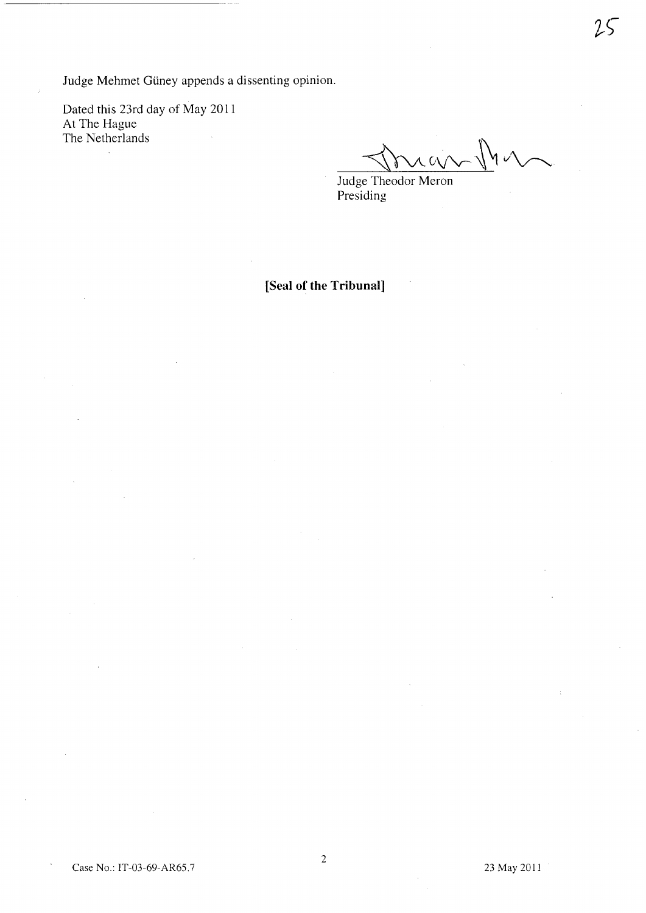Judge Mehmet Güney appends a dissenting opinion.

Dated this 23rd day of May 2011
At The Hague
The Netherlands

Judge Theodor Meron
Presiding

**[Seal of the Tribunal]**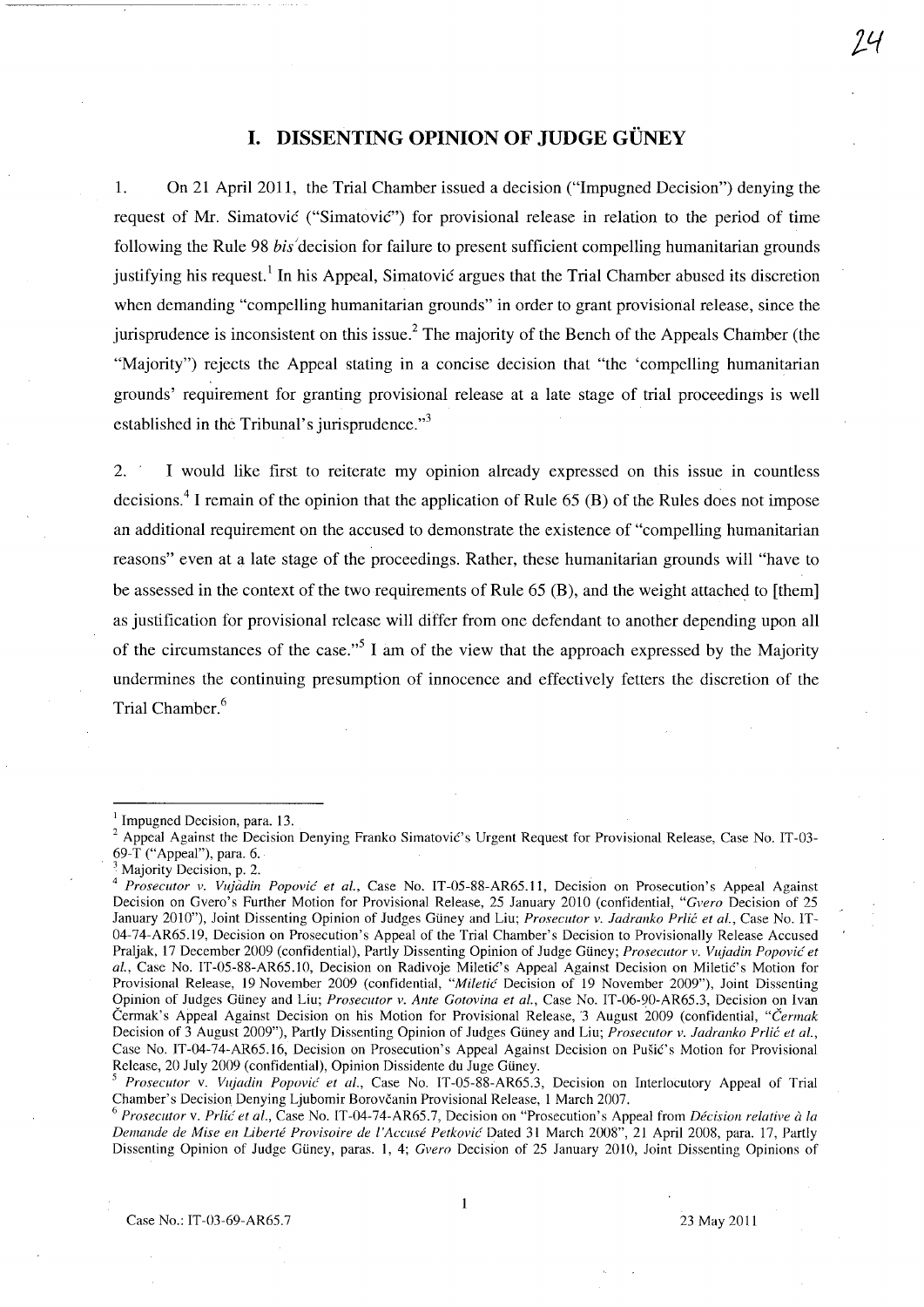# I. DISSENTING OPINION OF JUDGE GÜNEY

1. On 21 April 2011, the Trial Chamber issued a decision ("Impugned Decision") denying the request of Mr. Simatović ("Simatović") for provisional release in relation to the period of time following the Rule 98 *bis* decision for failure to present sufficient compelling humanitarian grounds justifying his request.[1] In his Appeal, Simatović argues that the Trial Chamber abused its discretion when demanding "compelling humanitarian grounds" in order to grant provisional release, since the jurisprudence is inconsistent on this issue.[2] The majority of the Bench of the Appeals Chamber (the "Majority") rejects the Appeal stating in a concise decision that "the 'compelling humanitarian grounds' requirement for granting provisional release at a late stage of trial proceedings is well established in the Tribunal's jurisprudence."[3]

2. I would like first to reiterate my opinion already expressed on this issue in countless decisions.[4] I remain of the opinion that the application of Rule 65 (B) of the Rules does not impose an additional requirement on the accused to demonstrate the existence of "compelling humanitarian reasons" even at a late stage of the proceedings. Rather, these humanitarian grounds will "have to be assessed in the context of the two requirements of Rule 65 (B), and the weight attached to [them] as justification for provisional release will differ from one defendant to another depending upon all of the circumstances of the case."[5] I am of the view that the approach expressed by the Majority undermines the continuing presumption of innocence and effectively fetters the discretion of the Trial Chamber.[6]

---

[1] Impugned Decision, para. 13.

[2] Appeal Against the Decision Denying Franko Simatović's Urgent Request for Provisional Release, Case No. IT-03-69-T ("Appeal"), para. 6.

[3] Majority Decision, p. 2.

[4] *Prosecutor v. Vujadin Popović et al.*, Case No. IT-05-88-AR65.11, Decision on Prosecution's Appeal Against Decision on Gvero's Further Motion for Provisional Release, 25 January 2010 (confidential, "*Gvero* Decision of 25 January 2010"), Joint Dissenting Opinion of Judges Güney and Liu; *Prosecutor v. Jadranko Prlić et al.*, Case No. IT-04-74-AR65.19, Decision on Prosecution's Appeal of the Trial Chamber's Decision to Provisionally Release Accused Praljak, 17 December 2009 (confidential), Partly Dissenting Opinion of Judge Güney; *Prosecutor v. Vujadin Popović et al.*, Case No. IT-05-88-AR65.10, Decision on Radivoje Miletić's Appeal Against Decision on Miletić's Motion for Provisional Release, 19 November 2009 (confidential, "*Miletić* Decision of 19 November 2009"), Joint Dissenting Opinion of Judges Güney and Liu; *Prosecutor v. Ante Gotovina et al.*, Case No. IT-06-90-AR65.3, Decision on Ivan Čermak's Appeal Against Decision on his Motion for Provisional Release, 3 August 2009 (confidential, "*Čermak* Decision of 3 August 2009"), Partly Dissenting Opinion of Judges Güney and Liu; *Prosecutor v. Jadranko Prlić et al.*, Case No. IT-04-74-AR65.16, Decision on Prosecution's Appeal Against Decision on Pušić's Motion for Provisional Release, 20 July 2009 (confidential), Opinion Dissidente du Juge Güney.

[5] *Prosecutor* v. *Vujadin Popović et al.*, Case No. IT-05-88-AR65.3, Decision on Interlocutory Appeal of Trial Chamber's Decision Denying Ljubomir Borovčanin Provisional Release, 1 March 2007.

[6] *Prosecutor* v. *Prlić et al.*, Case No. IT-04-74-AR65.7, Decision on "Prosecution's Appeal from *Décision relative à la Demande de Mise en Liberté Provisoire de l'Accusé Petković* Dated 31 March 2008", 21 April 2008, para. 17, Partly Dissenting Opinion of Judge Güney, paras. 1, 4; *Gvero* Decision of 25 January 2010, Joint Dissenting Opinions of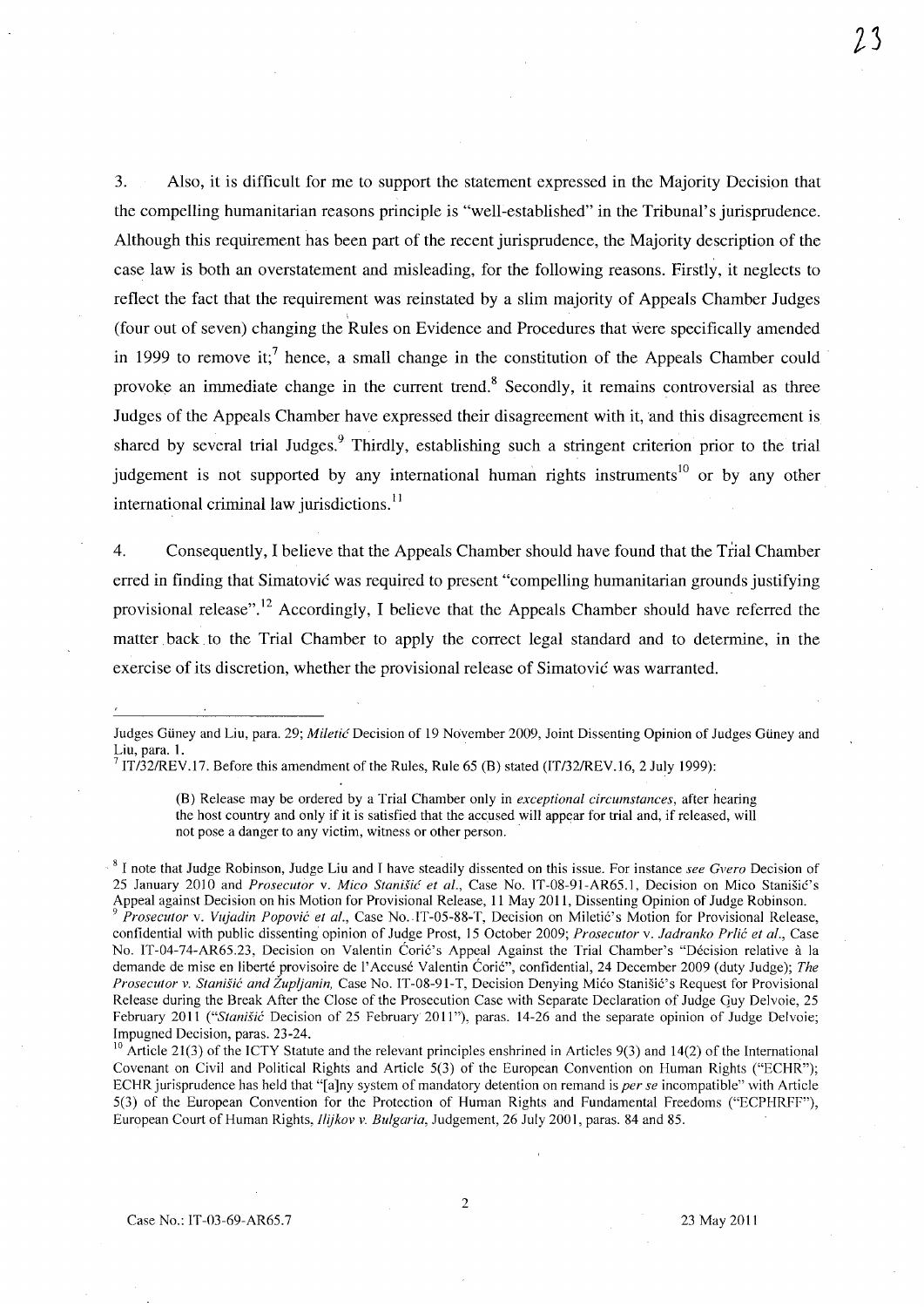3. Also, it is difficult for me to support the statement expressed in the Majority Decision that the compelling humanitarian reasons principle is "well-established" in the Tribunal's jurisprudence. Although this requirement has been part of the recent jurisprudence, the Majority description of the case law is both an overstatement and misleading, for the following reasons. Firstly, it neglects to reflect the fact that the requirement was reinstated by a slim majority of Appeals Chamber Judges (four out of seven) changing the Rules on Evidence and Procedures that were specifically amended in 1999 to remove it;[7] hence, a small change in the constitution of the Appeals Chamber could provoke an immediate change in the current trend.[8] Secondly, it remains controversial as three Judges of the Appeals Chamber have expressed their disagreement with it, and this disagreement is shared by several trial Judges.[9] Thirdly, establishing such a stringent criterion prior to the trial judgement is not supported by any international human rights instruments[10] or by any other international criminal law jurisdictions.[11]

4. Consequently, I believe that the Appeals Chamber should have found that the Trial Chamber erred in finding that Simatović was required to present "compelling humanitarian grounds justifying provisional release".[12] Accordingly, I believe that the Appeals Chamber should have referred the matter back to the Trial Chamber to apply the correct legal standard and to determine, in the exercise of its discretion, whether the provisional release of Simatović was warranted.

---

Judges Güney and Liu, para. 29; *Miletić* Decision of 19 November 2009, Joint Dissenting Opinion of Judges Güney and Liu, para. 1.

[7] IT/32/REV.17. Before this amendment of the Rules, Rule 65 (B) stated (IT/32/REV.16, 2 July 1999):

> (B) Release may be ordered by a Trial Chamber only in *exceptional circumstances*, after hearing the host country and only if it is satisfied that the accused will appear for trial and, if released, will not pose a danger to any victim, witness or other person.

[8] I note that Judge Robinson, Judge Liu and I have steadily dissented on this issue. For instance *see Gvero* Decision of 25 January 2010 and *Prosecutor* v. *Mico Stanišić et al.*, Case No. IT-08-91-AR65.1, Decision on Mico Stanišić's Appeal against Decision on his Motion for Provisional Release, 11 May 2011, Dissenting Opinion of Judge Robinson.

[9] *Prosecutor* v. *Vujadin Popović et al.*, Case No. IT-05-88-T, Decision on Miletić's Motion for Provisional Release, confidential with public dissenting opinion of Judge Prost, 15 October 2009; *Prosecutor* v. *Jadranko Prlić et al.*, Case No. IT-04-74-AR65.23, Decision on Valentin Ćorić's Appeal Against the Trial Chamber's "Décision relative à la demande de mise en liberté provisoire de l'Accusé Valentin Ćorić", confidential, 24 December 2009 (duty Judge); *The Prosecutor v. Stanišić and Župljanin*, Case No. IT-08-91-T, Decision Denying Mićo Stanišić's Request for Provisional Release during the Break After the Close of the Prosecution Case with Separate Declaration of Judge Guy Delvoie, 25 February 2011 ("*Stanišić* Decision of 25 February 2011"), paras. 14-26 and the separate opinion of Judge Delvoie; Impugned Decision, paras. 23-24.

[10] Article 21(3) of the ICTY Statute and the relevant principles enshrined in Articles 9(3) and 14(2) of the International Covenant on Civil and Political Rights and Article 5(3) of the European Convention on Human Rights ("ECHR"); ECHR jurisprudence has held that "[a]ny system of mandatory detention on remand is *per se* incompatible" with Article 5(3) of the European Convention for the Protection of Human Rights and Fundamental Freedoms ("ECPHRFF"), European Court of Human Rights, *Ilijkov v. Bulgaria*, Judgement, 26 July 2001, paras. 84 and 85.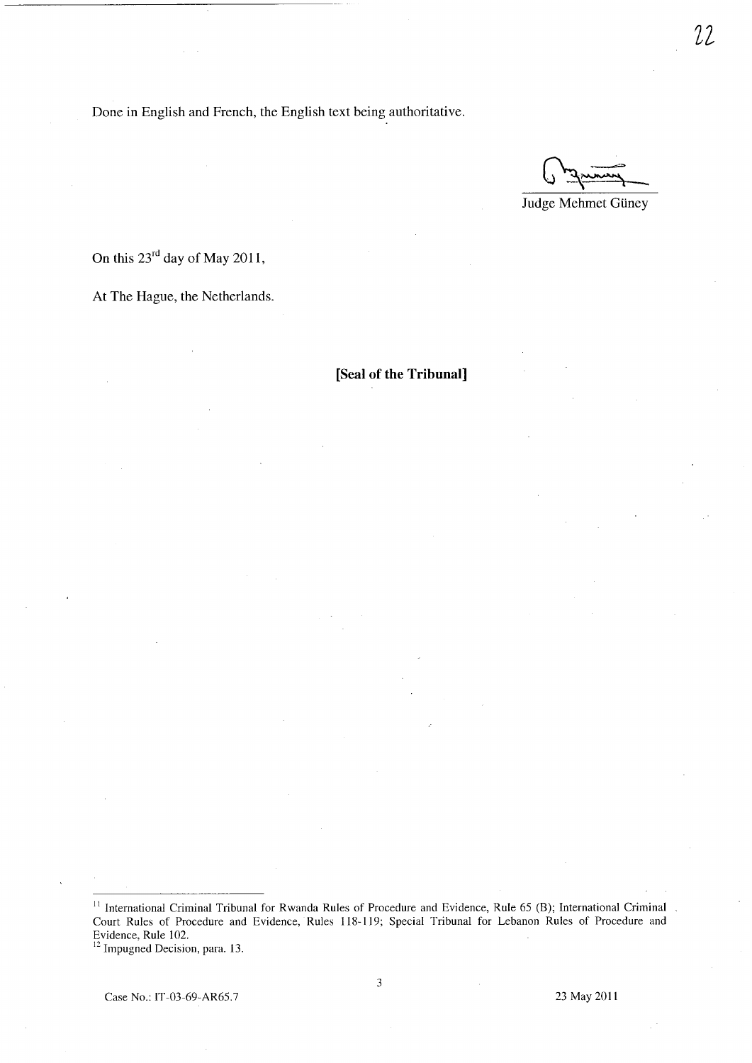Done in English and French, the English text being authoritative.

Judge Mehmet Güney

On this 23rd day of May 2011,

At The Hague, the Netherlands.

**[Seal of the Tribunal]**

---

[11] International Criminal Tribunal for Rwanda Rules of Procedure and Evidence, Rule 65 (B); International Criminal Court Rules of Procedure and Evidence, Rules 118-119; Special Tribunal for Lebanon Rules of Procedure and Evidence, Rule 102.

[12] Impugned Decision, para. 13.